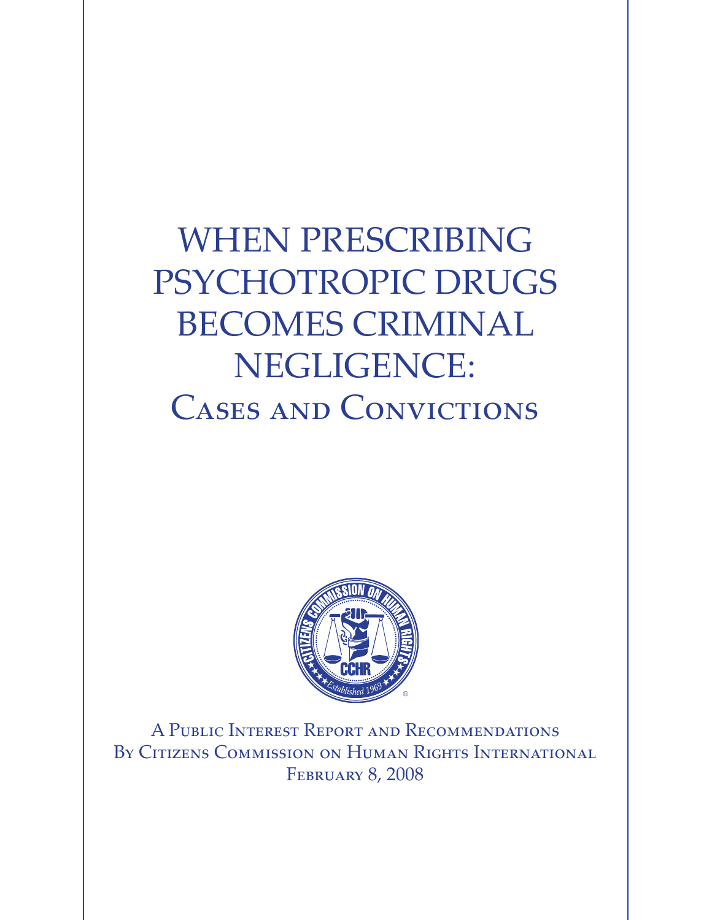# WHEN PRESCRIBING PSYCHOTROPIC DRUGS BECOMES CRIMINAL NEGLIGENCE: Cases and Convictions

A Public Interest Report and Recommendations
By Citizens Commission on Human Rights International
February 8, 2008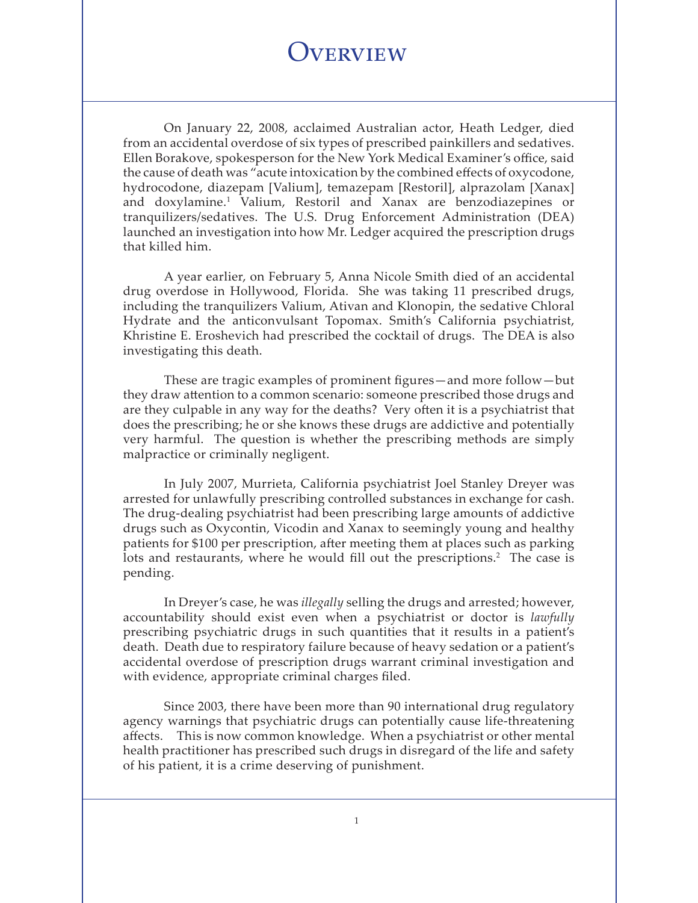# Overview

On January 22, 2008, acclaimed Australian actor, Heath Ledger, died from an accidental overdose of six types of prescribed painkillers and sedatives. Ellen Borakove, spokesperson for the New York Medical Examiner's office, said the cause of death was "acute intoxication by the combined effects of oxycodone, hydrocodone, diazepam [Valium], temazepam [Restoril], alprazolam [Xanax] and doxylamine.[1] Valium, Restoril and Xanax are benzodiazepines or tranquilizers/sedatives. The U.S. Drug Enforcement Administration (DEA) launched an investigation into how Mr. Ledger acquired the prescription drugs that killed him.

A year earlier, on February 5, Anna Nicole Smith died of an accidental drug overdose in Hollywood, Florida. She was taking 11 prescribed drugs, including the tranquilizers Valium, Ativan and Klonopin, the sedative Chloral Hydrate and the anticonvulsant Topomax. Smith's California psychiatrist, Khristine E. Eroshevich had prescribed the cocktail of drugs. The DEA is also investigating this death.

These are tragic examples of prominent figures—and more follow—but they draw attention to a common scenario: someone prescribed those drugs and are they culpable in any way for the deaths? Very often it is a psychiatrist that does the prescribing; he or she knows these drugs are addictive and potentially very harmful. The question is whether the prescribing methods are simply malpractice or criminally negligent.

In July 2007, Murrieta, California psychiatrist Joel Stanley Dreyer was arrested for unlawfully prescribing controlled substances in exchange for cash. The drug-dealing psychiatrist had been prescribing large amounts of addictive drugs such as Oxycontin, Vicodin and Xanax to seemingly young and healthy patients for $100 per prescription, after meeting them at places such as parking lots and restaurants, where he would fill out the prescriptions.[2] The case is pending.

In Dreyer's case, he was *illegally* selling the drugs and arrested; however, accountability should exist even when a psychiatrist or doctor is *lawfully* prescribing psychiatric drugs in such quantities that it results in a patient's death. Death due to respiratory failure because of heavy sedation or a patient's accidental overdose of prescription drugs warrant criminal investigation and with evidence, appropriate criminal charges filed.

Since 2003, there have been more than 90 international drug regulatory agency warnings that psychiatric drugs can potentially cause life-threatening affects. This is now common knowledge. When a psychiatrist or other mental health practitioner has prescribed such drugs in disregard of the life and safety of his patient, it is a crime deserving of punishment.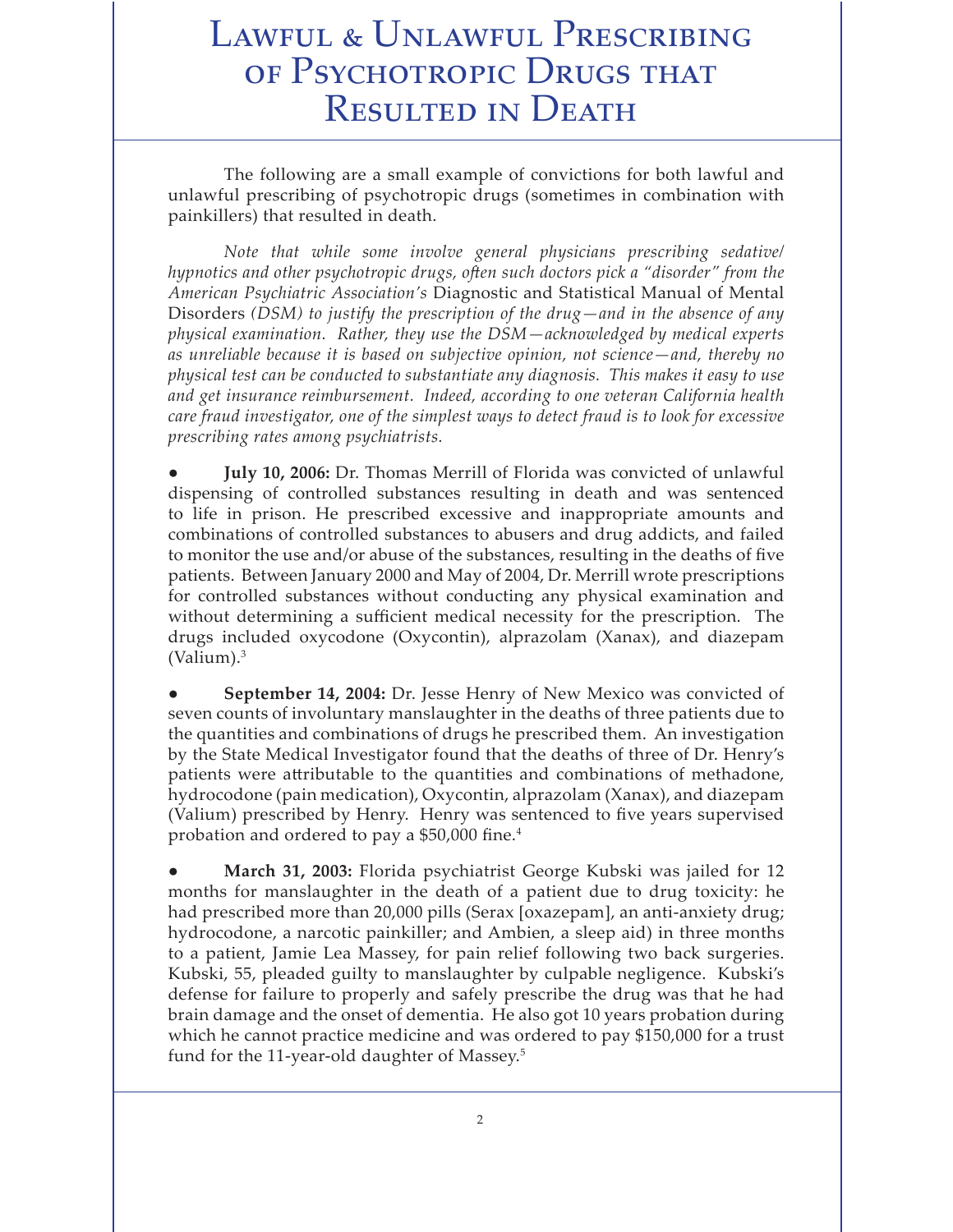# Lawful & Unlawful Prescribing of Psychotropic Drugs that Resulted in Death

The following are a small example of convictions for both lawful and unlawful prescribing of psychotropic drugs (sometimes in combination with painkillers) that resulted in death.

*Note that while some involve general physicians prescribing sedative/hypnotics and other psychotropic drugs, often such doctors pick a "disorder" from the American Psychiatric Association's* Diagnostic and Statistical Manual of Mental Disorders *(DSM) to justify the prescription of the drug—and in the absence of any physical examination. Rather, they use the DSM—acknowledged by medical experts as unreliable because it is based on subjective opinion, not science—and, thereby no physical test can be conducted to substantiate any diagnosis. This makes it easy to use and get insurance reimbursement. Indeed, according to one veteran California health care fraud investigator, one of the simplest ways to detect fraud is to look for excessive prescribing rates among psychiatrists.*

- **July 10, 2006:** Dr. Thomas Merrill of Florida was convicted of unlawful dispensing of controlled substances resulting in death and was sentenced to life in prison. He prescribed excessive and inappropriate amounts and combinations of controlled substances to abusers and drug addicts, and failed to monitor the use and/or abuse of the substances, resulting in the deaths of five patients. Between January 2000 and May of 2004, Dr. Merrill wrote prescriptions for controlled substances without conducting any physical examination and without determining a sufficient medical necessity for the prescription. The drugs included oxycodone (Oxycontin), alprazolam (Xanax), and diazepam (Valium).[3]

- **September 14, 2004:** Dr. Jesse Henry of New Mexico was convicted of seven counts of involuntary manslaughter in the deaths of three patients due to the quantities and combinations of drugs he prescribed them. An investigation by the State Medical Investigator found that the deaths of three of Dr. Henry's patients were attributable to the quantities and combinations of methadone, hydrocodone (pain medication), Oxycontin, alprazolam (Xanax), and diazepam (Valium) prescribed by Henry. Henry was sentenced to five years supervised probation and ordered to pay a $50,000 fine.[4]

- **March 31, 2003:** Florida psychiatrist George Kubski was jailed for 12 months for manslaughter in the death of a patient due to drug toxicity: he had prescribed more than 20,000 pills (Serax [oxazepam], an anti-anxiety drug; hydrocodone, a narcotic painkiller; and Ambien, a sleep aid) in three months to a patient, Jamie Lea Massey, for pain relief following two back surgeries. Kubski, 55, pleaded guilty to manslaughter by culpable negligence. Kubski's defense for failure to properly and safely prescribe the drug was that he had brain damage and the onset of dementia. He also got 10 years probation during which he cannot practice medicine and was ordered to pay $150,000 for a trust fund for the 11-year-old daughter of Massey.[5]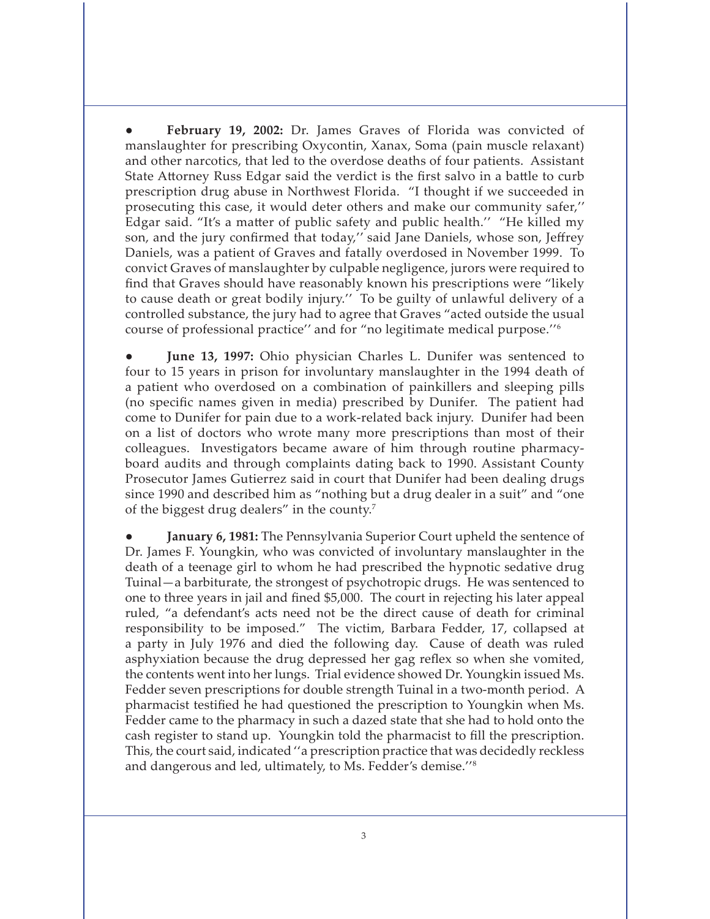- **February 19, 2002:** Dr. James Graves of Florida was convicted of manslaughter for prescribing Oxycontin, Xanax, Soma (pain muscle relaxant) and other narcotics, that led to the overdose deaths of four patients. Assistant State Attorney Russ Edgar said the verdict is the first salvo in a battle to curb prescription drug abuse in Northwest Florida. "I thought if we succeeded in prosecuting this case, it would deter others and make our community safer,'' Edgar said. "It's a matter of public safety and public health.'' "He killed my son, and the jury confirmed that today,'' said Jane Daniels, whose son, Jeffrey Daniels, was a patient of Graves and fatally overdosed in November 1999. To convict Graves of manslaughter by culpable negligence, jurors were required to find that Graves should have reasonably known his prescriptions were "likely to cause death or great bodily injury.'' To be guilty of unlawful delivery of a controlled substance, the jury had to agree that Graves "acted outside the usual course of professional practice'' and for "no legitimate medical purpose.''[6]

- **June 13, 1997:** Ohio physician Charles L. Dunifer was sentenced to four to 15 years in prison for involuntary manslaughter in the 1994 death of a patient who overdosed on a combination of painkillers and sleeping pills (no specific names given in media) prescribed by Dunifer. The patient had come to Dunifer for pain due to a work-related back injury. Dunifer had been on a list of doctors who wrote many more prescriptions than most of their colleagues. Investigators became aware of him through routine pharmacy-board audits and through complaints dating back to 1990. Assistant County Prosecutor James Gutierrez said in court that Dunifer had been dealing drugs since 1990 and described him as "nothing but a drug dealer in a suit" and "one of the biggest drug dealers" in the county.[7]

- **January 6, 1981:** The Pennsylvania Superior Court upheld the sentence of Dr. James F. Youngkin, who was convicted of involuntary manslaughter in the death of a teenage girl to whom he had prescribed the hypnotic sedative drug Tuinal—a barbiturate, the strongest of psychotropic drugs. He was sentenced to one to three years in jail and fined $5,000. The court in rejecting his later appeal ruled, "a defendant's acts need not be the direct cause of death for criminal responsibility to be imposed." The victim, Barbara Fedder, 17, collapsed at a party in July 1976 and died the following day. Cause of death was ruled asphyxiation because the drug depressed her gag reflex so when she vomited, the contents went into her lungs. Trial evidence showed Dr. Youngkin issued Ms. Fedder seven prescriptions for double strength Tuinal in a two-month period. A pharmacist testified he had questioned the prescription to Youngkin when Ms. Fedder came to the pharmacy in such a dazed state that she had to hold onto the cash register to stand up. Youngkin told the pharmacist to fill the prescription. This, the court said, indicated ''a prescription practice that was decidedly reckless and dangerous and led, ultimately, to Ms. Fedder's demise.''[8]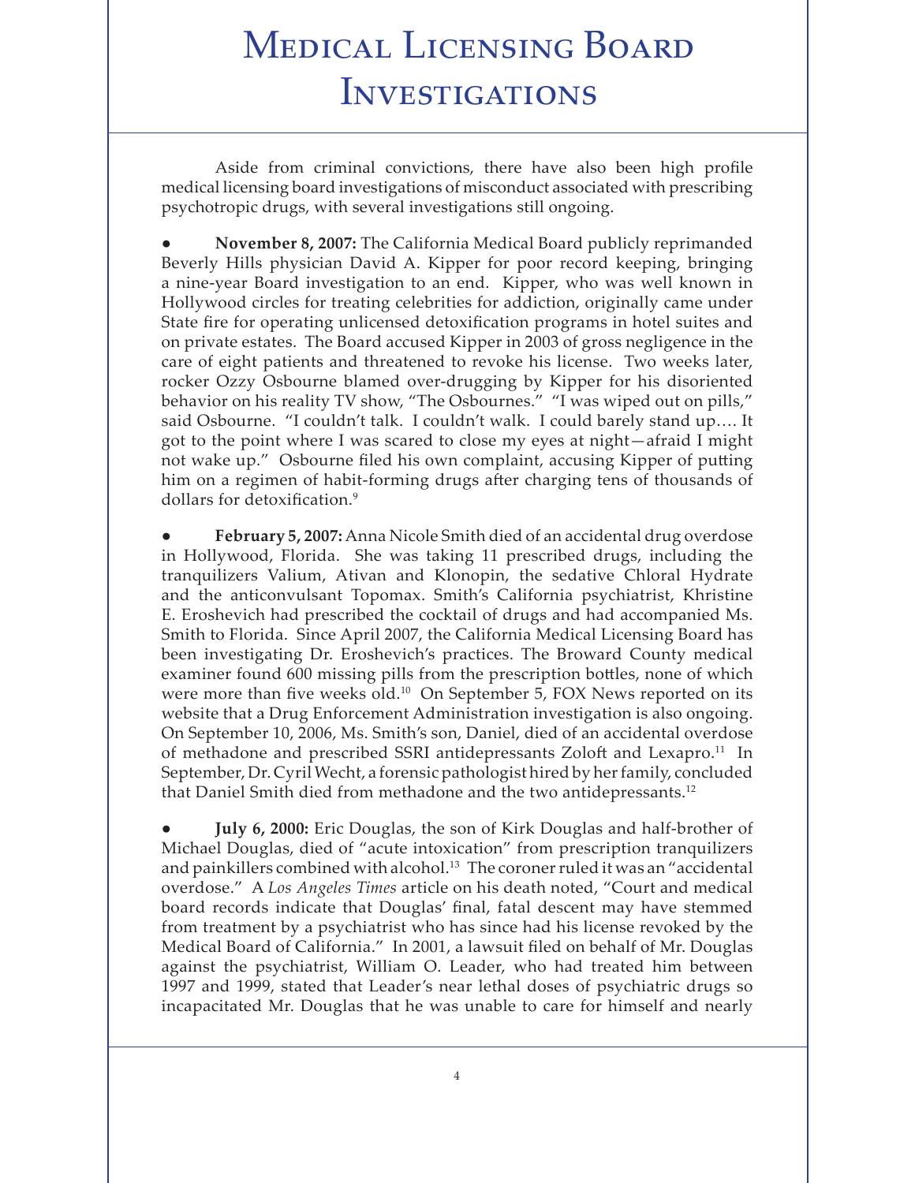# Medical Licensing Board Investigations

Aside from criminal convictions, there have also been high profile medical licensing board investigations of misconduct associated with prescribing psychotropic drugs, with several investigations still ongoing.

- **November 8, 2007:** The California Medical Board publicly reprimanded Beverly Hills physician David A. Kipper for poor record keeping, bringing a nine-year Board investigation to an end. Kipper, who was well known in Hollywood circles for treating celebrities for addiction, originally came under State fire for operating unlicensed detoxification programs in hotel suites and on private estates. The Board accused Kipper in 2003 of gross negligence in the care of eight patients and threatened to revoke his license. Two weeks later, rocker Ozzy Osbourne blamed over-drugging by Kipper for his disoriented behavior on his reality TV show, "The Osbournes." "I was wiped out on pills," said Osbourne. "I couldn't talk. I couldn't walk. I could barely stand up…. It got to the point where I was scared to close my eyes at night—afraid I might not wake up." Osbourne filed his own complaint, accusing Kipper of putting him on a regimen of habit-forming drugs after charging tens of thousands of dollars for detoxification.[9]

- **February 5, 2007:** Anna Nicole Smith died of an accidental drug overdose in Hollywood, Florida. She was taking 11 prescribed drugs, including the tranquilizers Valium, Ativan and Klonopin, the sedative Chloral Hydrate and the anticonvulsant Topomax. Smith's California psychiatrist, Khristine E. Eroshevich had prescribed the cocktail of drugs and had accompanied Ms. Smith to Florida. Since April 2007, the California Medical Licensing Board has been investigating Dr. Eroshevich's practices. The Broward County medical examiner found 600 missing pills from the prescription bottles, none of which were more than five weeks old.[10] On September 5, FOX News reported on its website that a Drug Enforcement Administration investigation is also ongoing. On September 10, 2006, Ms. Smith's son, Daniel, died of an accidental overdose of methadone and prescribed SSRI antidepressants Zoloft and Lexapro.[11] In September, Dr. Cyril Wecht, a forensic pathologist hired by her family, concluded that Daniel Smith died from methadone and the two antidepressants.[12]

- **July 6, 2000:** Eric Douglas, the son of Kirk Douglas and half-brother of Michael Douglas, died of "acute intoxication" from prescription tranquilizers and painkillers combined with alcohol.[13] The coroner ruled it was an "accidental overdose." A *Los Angeles Times* article on his death noted, "Court and medical board records indicate that Douglas' final, fatal descent may have stemmed from treatment by a psychiatrist who has since had his license revoked by the Medical Board of California." In 2001, a lawsuit filed on behalf of Mr. Douglas against the psychiatrist, William O. Leader, who had treated him between 1997 and 1999, stated that Leader's near lethal doses of psychiatric drugs so incapacitated Mr. Douglas that he was unable to care for himself and nearly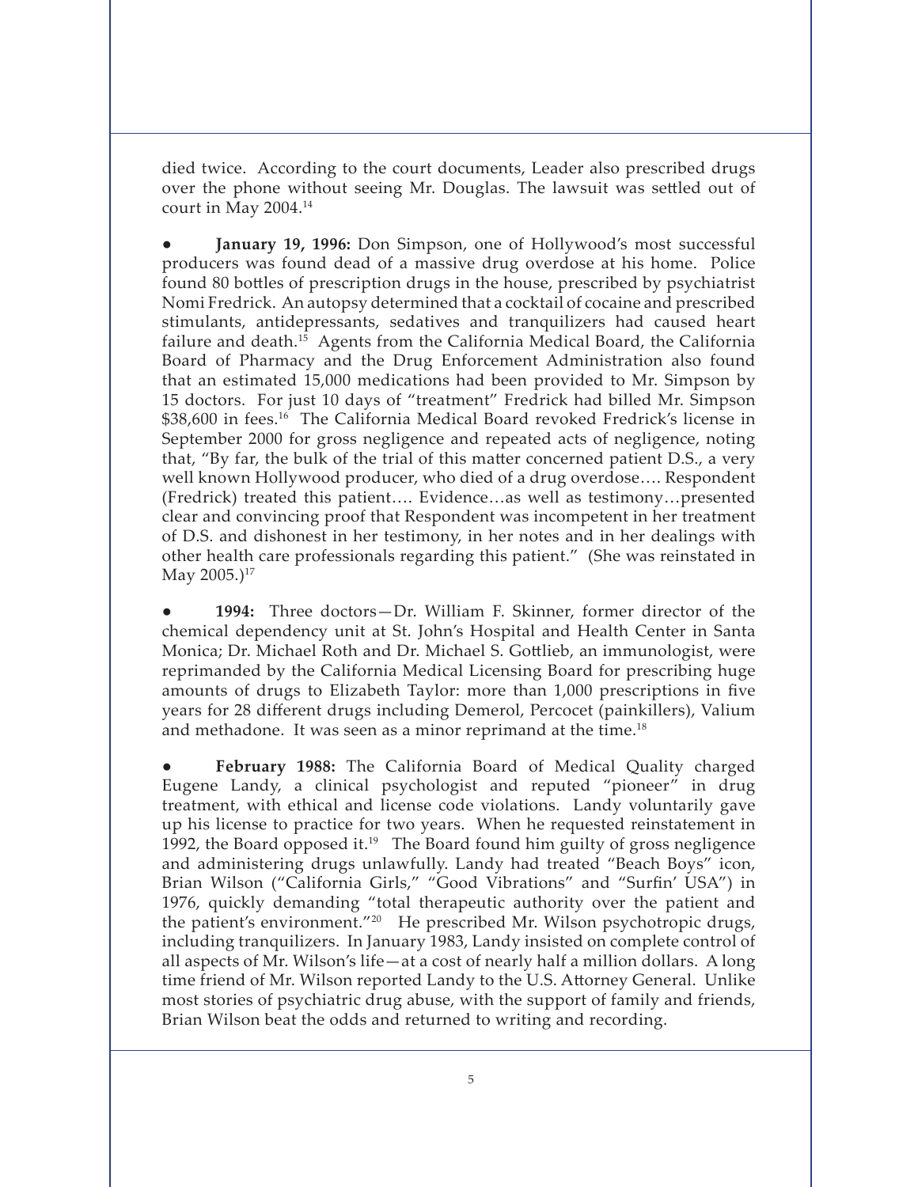died twice. According to the court documents, Leader also prescribed drugs over the phone without seeing Mr. Douglas. The lawsuit was settled out of court in May 2004.[14]

- **January 19, 1996:** Don Simpson, one of Hollywood's most successful producers was found dead of a massive drug overdose at his home. Police found 80 bottles of prescription drugs in the house, prescribed by psychiatrist Nomi Fredrick. An autopsy determined that a cocktail of cocaine and prescribed stimulants, antidepressants, sedatives and tranquilizers had caused heart failure and death.[15] Agents from the California Medical Board, the California Board of Pharmacy and the Drug Enforcement Administration also found that an estimated 15,000 medications had been provided to Mr. Simpson by 15 doctors. For just 10 days of "treatment" Fredrick had billed Mr. Simpson $38,600 in fees.[16] The California Medical Board revoked Fredrick's license in September 2000 for gross negligence and repeated acts of negligence, noting that, "By far, the bulk of the trial of this matter concerned patient D.S., a very well known Hollywood producer, who died of a drug overdose…. Respondent (Fredrick) treated this patient…. Evidence…as well as testimony…presented clear and convincing proof that Respondent was incompetent in her treatment of D.S. and dishonest in her testimony, in her notes and in her dealings with other health care professionals regarding this patient." (She was reinstated in May 2005.)[17]

- **1994:** Three doctors—Dr. William F. Skinner, former director of the chemical dependency unit at St. John's Hospital and Health Center in Santa Monica; Dr. Michael Roth and Dr. Michael S. Gottlieb, an immunologist, were reprimanded by the California Medical Licensing Board for prescribing huge amounts of drugs to Elizabeth Taylor: more than 1,000 prescriptions in five years for 28 different drugs including Demerol, Percocet (painkillers), Valium and methadone. It was seen as a minor reprimand at the time.[18]

- **February 1988:** The California Board of Medical Quality charged Eugene Landy, a clinical psychologist and reputed "pioneer" in drug treatment, with ethical and license code violations. Landy voluntarily gave up his license to practice for two years. When he requested reinstatement in 1992, the Board opposed it.[19] The Board found him guilty of gross negligence and administering drugs unlawfully. Landy had treated "Beach Boys" icon, Brian Wilson ("California Girls," "Good Vibrations" and "Surfin' USA") in 1976, quickly demanding "total therapeutic authority over the patient and the patient's environment."[20] He prescribed Mr. Wilson psychotropic drugs, including tranquilizers. In January 1983, Landy insisted on complete control of all aspects of Mr. Wilson's life—at a cost of nearly half a million dollars. A long time friend of Mr. Wilson reported Landy to the U.S. Attorney General. Unlike most stories of psychiatric drug abuse, with the support of family and friends, Brian Wilson beat the odds and returned to writing and recording.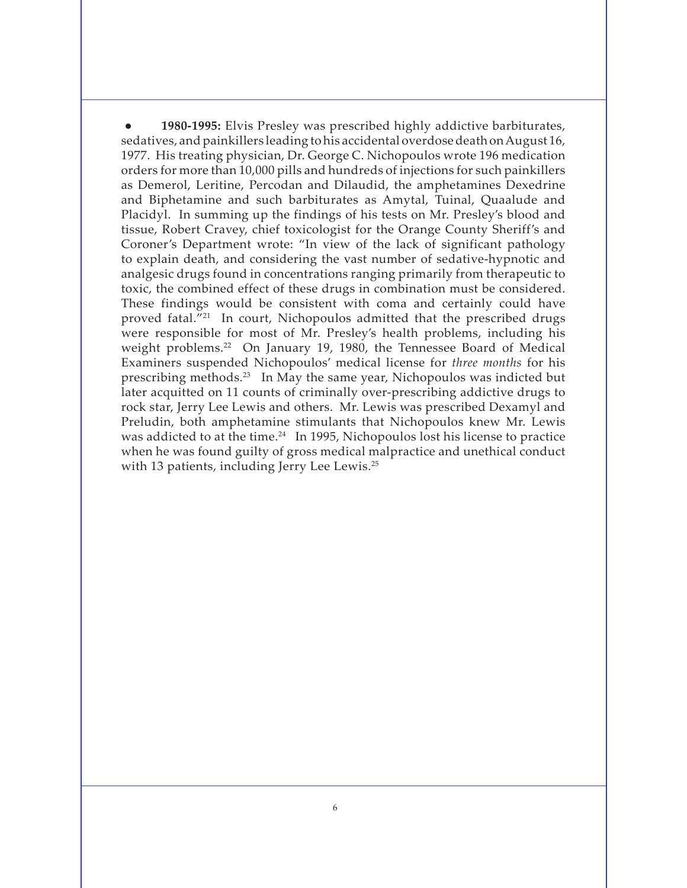- **1980-1995:** Elvis Presley was prescribed highly addictive barbiturates, sedatives, and painkillers leading to his accidental overdose death on August 16, 1977. His treating physician, Dr. George C. Nichopoulos wrote 196 medication orders for more than 10,000 pills and hundreds of injections for such painkillers as Demerol, Leritine, Percodan and Dilaudid, the amphetamines Dexedrine and Biphetamine and such barbiturates as Amytal, Tuinal, Quaalude and Placidyl. In summing up the findings of his tests on Mr. Presley's blood and tissue, Robert Cravey, chief toxicologist for the Orange County Sheriff's and Coroner's Department wrote: "In view of the lack of significant pathology to explain death, and considering the vast number of sedative-hypnotic and analgesic drugs found in concentrations ranging primarily from therapeutic to toxic, the combined effect of these drugs in combination must be considered. These findings would be consistent with coma and certainly could have proved fatal."[21] In court, Nichopoulos admitted that the prescribed drugs were responsible for most of Mr. Presley's health problems, including his weight problems.[22] On January 19, 1980, the Tennessee Board of Medical Examiners suspended Nichopoulos' medical license for *three months* for his prescribing methods.[23] In May the same year, Nichopoulos was indicted but later acquitted on 11 counts of criminally over-prescribing addictive drugs to rock star, Jerry Lee Lewis and others. Mr. Lewis was prescribed Dexamyl and Preludin, both amphetamine stimulants that Nichopoulos knew Mr. Lewis was addicted to at the time.[24] In 1995, Nichopoulos lost his license to practice when he was found guilty of gross medical malpractice and unethical conduct with 13 patients, including Jerry Lee Lewis.[25]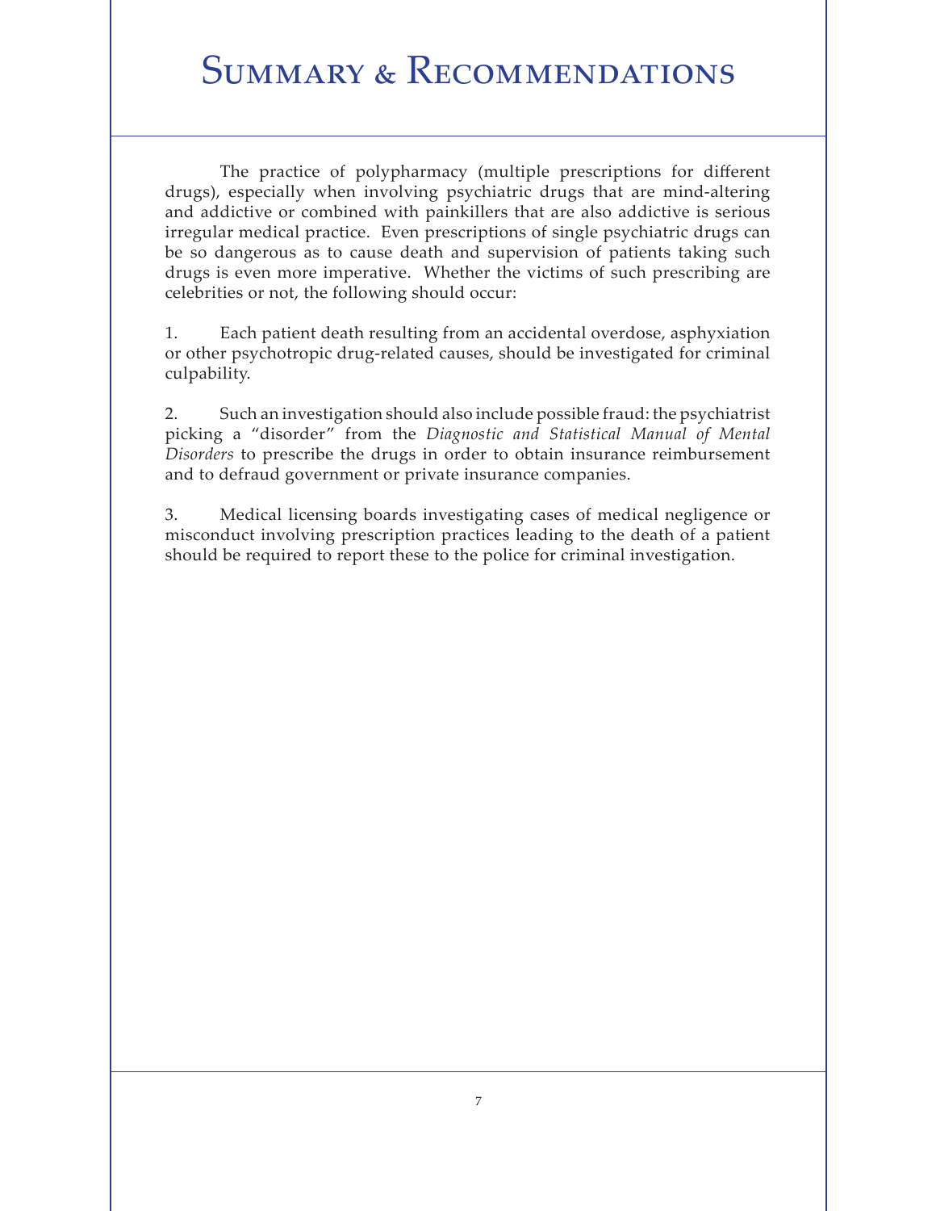# Summary & Recommendations

The practice of polypharmacy (multiple prescriptions for different drugs), especially when involving psychiatric drugs that are mind-altering and addictive or combined with painkillers that are also addictive is serious irregular medical practice. Even prescriptions of single psychiatric drugs can be so dangerous as to cause death and supervision of patients taking such drugs is even more imperative. Whether the victims of such prescribing are celebrities or not, the following should occur:

1. Each patient death resulting from an accidental overdose, asphyxiation or other psychotropic drug-related causes, should be investigated for criminal culpability.

2. Such an investigation should also include possible fraud: the psychiatrist picking a "disorder" from the *Diagnostic and Statistical Manual of Mental Disorders* to prescribe the drugs in order to obtain insurance reimbursement and to defraud government or private insurance companies.

3. Medical licensing boards investigating cases of medical negligence or misconduct involving prescription practices leading to the death of a patient should be required to report these to the police for criminal investigation.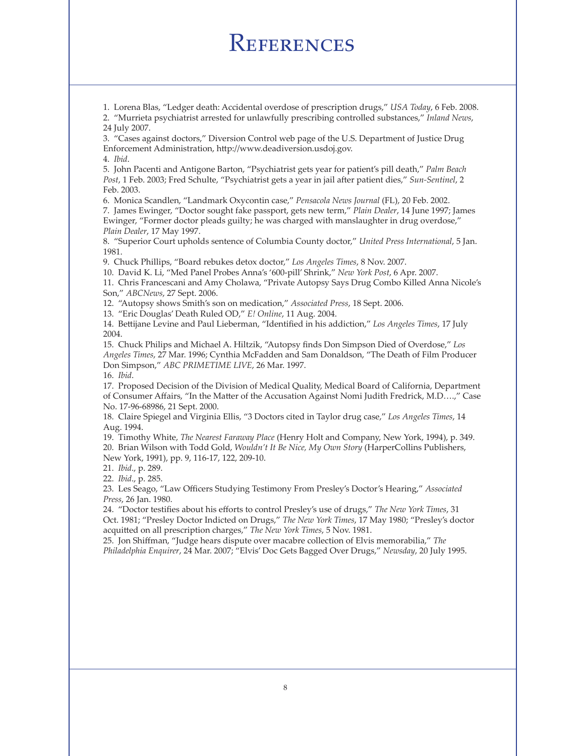# References

1. Lorena Blas, "Ledger death: Accidental overdose of prescription drugs," *USA Today*, 6 Feb. 2008.
2. "Murrieta psychiatrist arrested for unlawfully prescribing controlled substances," *Inland News*, 24 July 2007.
3. "Cases against doctors," Diversion Control web page of the U.S. Department of Justice Drug Enforcement Administration, http://www.deadiversion.usdoj.gov.
4. *Ibid*.
5. John Pacenti and Antigone Barton, "Psychiatrist gets year for patient's pill death," *Palm Beach Post*, 1 Feb. 2003; Fred Schulte, "Psychiatrist gets a year in jail after patient dies," *Sun-Sentinel*, 2 Feb. 2003.
6. Monica Scandlen, "Landmark Oxycontin case," *Pensacola News Journal* (FL), 20 Feb. 2002.
7. James Ewinger, "Doctor sought fake passport, gets new term," *Plain Dealer*, 14 June 1997; James Ewinger, "Former doctor pleads guilty; he was charged with manslaughter in drug overdose," *Plain Dealer*, 17 May 1997.
8. "Superior Court upholds sentence of Columbia County doctor," *United Press International*, 5 Jan. 1981.
9. Chuck Phillips, "Board rebukes detox doctor," *Los Angeles Times*, 8 Nov. 2007.
10. David K. Li, "Med Panel Probes Anna's '600-pill' Shrink," *New York Post*, 6 Apr. 2007.
11. Chris Francescani and Amy Cholawa, "Private Autopsy Says Drug Combo Killed Anna Nicole's Son," *ABCNews*, 27 Sept. 2006.
12. "Autopsy shows Smith's son on medication," *Associated Press*, 18 Sept. 2006.
13. "Eric Douglas' Death Ruled OD," *E! Online*, 11 Aug. 2004.
14. Bettijane Levine and Paul Lieberman, "Identified in his addiction," *Los Angeles Times*, 17 July 2004.
15. Chuck Philips and Michael A. Hiltzik, "Autopsy finds Don Simpson Died of Overdose," *Los Angeles Times*, 27 Mar. 1996; Cynthia McFadden and Sam Donaldson, "The Death of Film Producer Don Simpson," *ABC PRIMETIME LIVE*, 26 Mar. 1997.
16. *Ibid*.
17. Proposed Decision of the Division of Medical Quality, Medical Board of California, Department of Consumer Affairs, "In the Matter of the Accusation Against Nomi Judith Fredrick, M.D….," Case No. 17-96-68986, 21 Sept. 2000.
18. Claire Spiegel and Virginia Ellis, "3 Doctors cited in Taylor drug case," *Los Angeles Times*, 14 Aug. 1994.
19. Timothy White, *The Nearest Faraway Place* (Henry Holt and Company, New York, 1994), p. 349.
20. Brian Wilson with Todd Gold, *Wouldn't It Be Nice, My Own Story* (HarperCollins Publishers, New York, 1991), pp. 9, 116-17, 122, 209-10.
21. *Ibid*., p. 289.
22. *Ibid*., p. 285.
23. Les Seago, "Law Officers Studying Testimony From Presley's Doctor's Hearing," *Associated Press*, 26 Jan. 1980.
24. "Doctor testifies about his efforts to control Presley's use of drugs," *The New York Times*, 31 Oct. 1981; "Presley Doctor Indicted on Drugs," *The New York Times*, 17 May 1980; "Presley's doctor acquitted on all prescription charges," *The New York Times*, 5 Nov. 1981.
25. Jon Shiffman, "Judge hears dispute over macabre collection of Elvis memorabilia," *The Philadelphia Enquirer*, 24 Mar. 2007; "Elvis' Doc Gets Bagged Over Drugs," *Newsday*, 20 July 1995.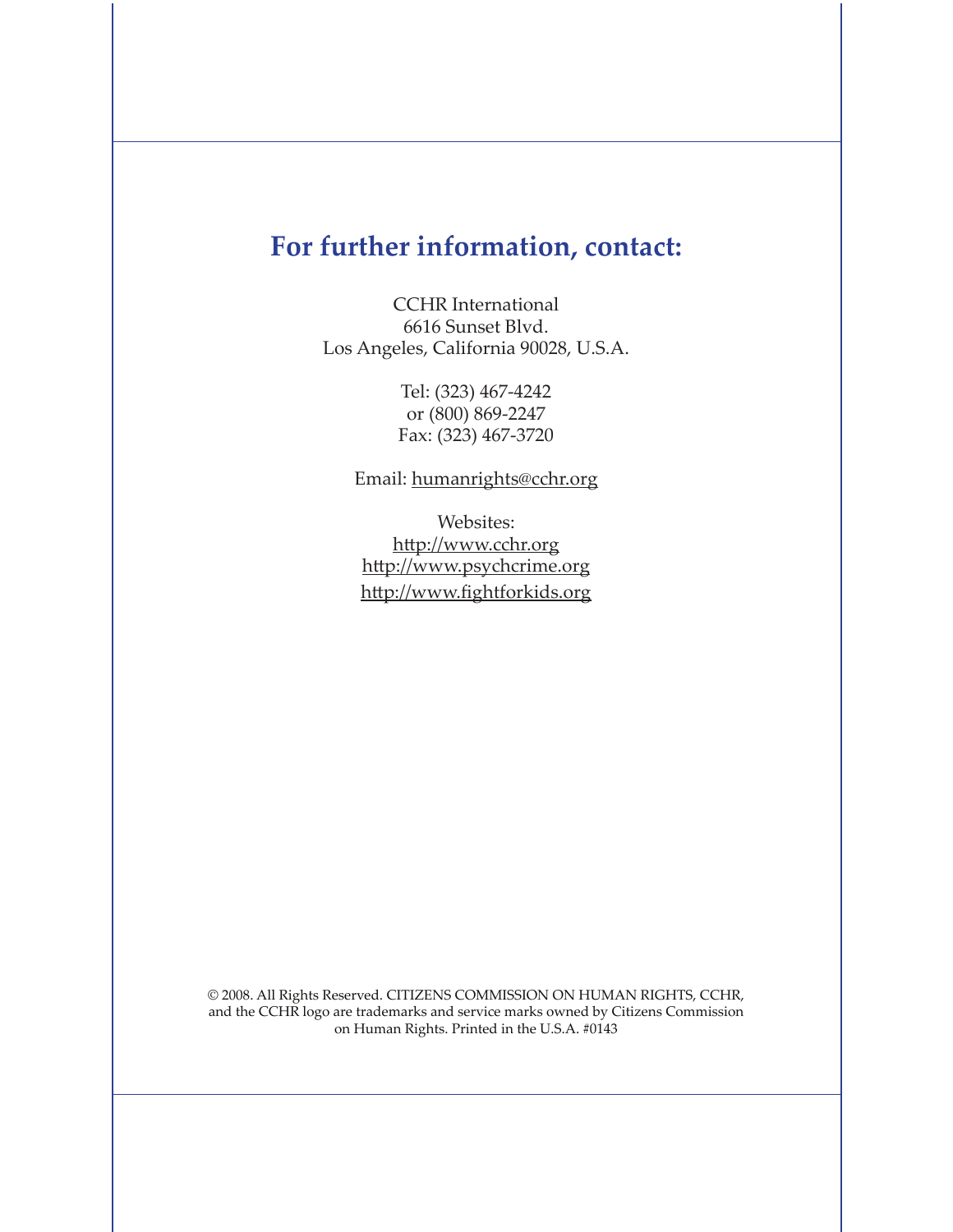## For further information, contact:

CCHR International
6616 Sunset Blvd.
Los Angeles, California 90028, U.S.A.

Tel: (323) 467-4242
or (800) 869-2247
Fax: (323) 467-3720

Email: humanrights@cchr.org

Websites:
http://www.cchr.org
http://www.psychcrime.org
http://www.fightforkids.org

© 2008. All Rights Reserved. CITIZENS COMMISSION ON HUMAN RIGHTS, CCHR, and the CCHR logo are trademarks and service marks owned by Citizens Commission on Human Rights. Printed in the U.S.A. #0143